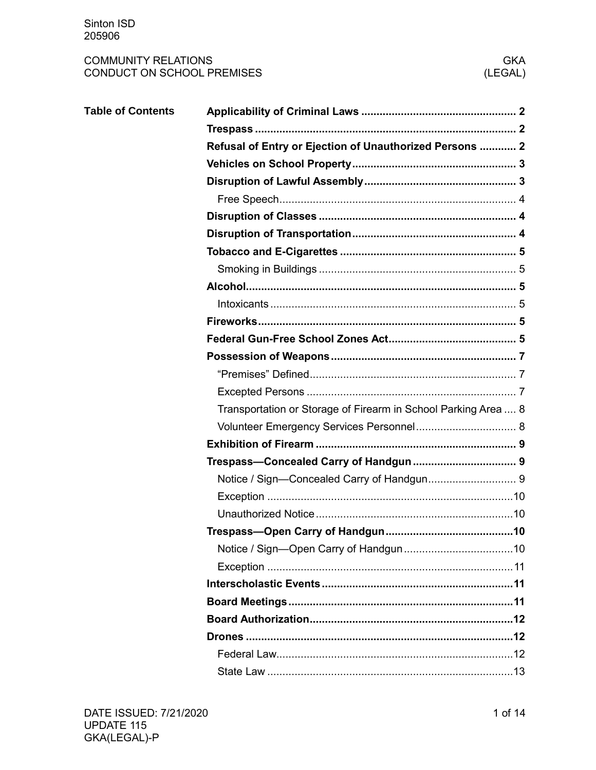Sinton ISD
205906

COMMUNITY RELATIONS
CONDUCT ON SCHOOL PREMISES

GKA
(LEGAL)

**Table of Contents**

| | |
|---|---|
| **Applicability of Criminal Laws** | **2** |
| **Trespass** | **2** |
| **Refusal of Entry or Ejection of Unauthorized Persons** | **2** |
| **Vehicles on School Property** | **3** |
| **Disruption of Lawful Assembly** | **3** |
| Free Speech | 4 |
| **Disruption of Classes** | **4** |
| **Disruption of Transportation** | **4** |
| **Tobacco and E-Cigarettes** | **5** |
| Smoking in Buildings | 5 |
| **Alcohol** | **5** |
| Intoxicants | 5 |
| **Fireworks** | **5** |
| **Federal Gun-Free School Zones Act** | **5** |
| **Possession of Weapons** | **7** |
| “Premises” Defined | 7 |
| Excepted Persons | 7 |
| Transportation or Storage of Firearm in School Parking Area | 8 |
| Volunteer Emergency Services Personnel | 8 |
| **Exhibition of Firearm** | **9** |
| **Trespass—Concealed Carry of Handgun** | **9** |
| Notice / Sign—Concealed Carry of Handgun | 9 |
| Exception | 10 |
| Unauthorized Notice | 10 |
| **Trespass—Open Carry of Handgun** | **10** |
| Notice / Sign—Open Carry of Handgun | 10 |
| Exception | 11 |
| **Interscholastic Events** | **11** |
| **Board Meetings** | **11** |
| **Board Authorization** | **12** |
| **Drones** | **12** |
| Federal Law | 12 |
| State Law | 13 |

DATE ISSUED: 7/21/2020
UPDATE 115
GKA(LEGAL)-P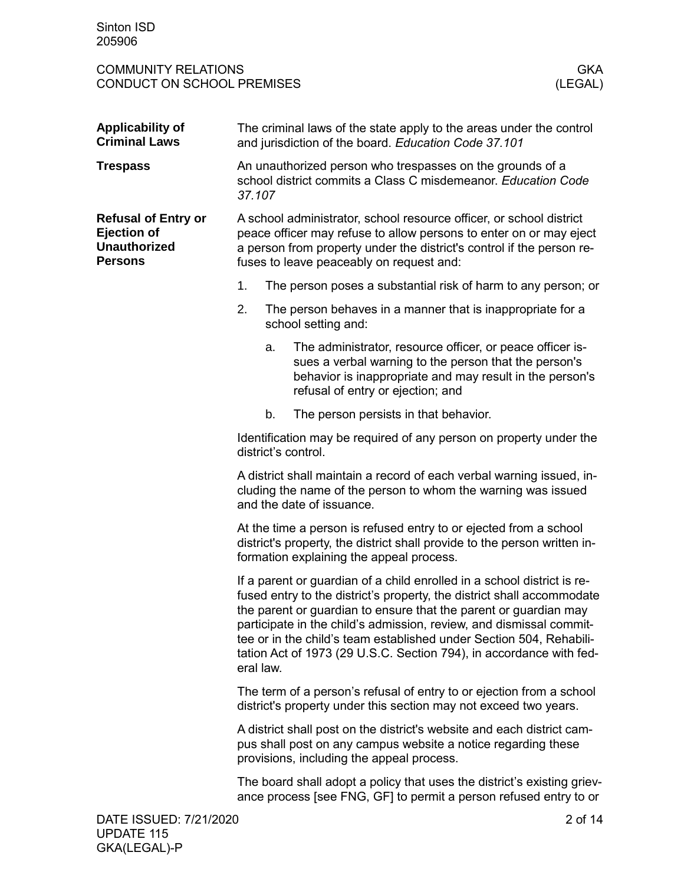**Applicability of Criminal Laws**

The criminal laws of the state apply to the areas under the control and jurisdiction of the board. *Education Code 37.101*

**Trespass**

An unauthorized person who trespasses on the grounds of a school district commits a Class C misdemeanor. *Education Code 37.107*

**Refusal of Entry or Ejection of Unauthorized Persons**

A school administrator, school resource officer, or school district peace officer may refuse to allow persons to enter on or may eject a person from property under the district's control if the person refuses to leave peaceably on request and:

1. The person poses a substantial risk of harm to any person; or
2. The person behaves in a manner that is inappropriate for a school setting and:
    a. The administrator, resource officer, or peace officer issues a verbal warning to the person that the person's behavior is inappropriate and may result in the person's refusal of entry or ejection; and
    b. The person persists in that behavior.

Identification may be required of any person on property under the district's control.

A district shall maintain a record of each verbal warning issued, including the name of the person to whom the warning was issued and the date of issuance.

At the time a person is refused entry to or ejected from a school district's property, the district shall provide to the person written information explaining the appeal process.

If a parent or guardian of a child enrolled in a school district is refused entry to the district's property, the district shall accommodate the parent or guardian to ensure that the parent or guardian may participate in the child's admission, review, and dismissal committee or in the child's team established under Section 504, Rehabilitation Act of 1973 (29 U.S.C. Section 794), in accordance with federal law.

The term of a person's refusal of entry to or ejection from a school district's property under this section may not exceed two years.

A district shall post on the district's website and each district campus shall post on any campus website a notice regarding these provisions, including the appeal process.

The board shall adopt a policy that uses the district's existing grievance process [see FNG, GF] to permit a person refused entry to or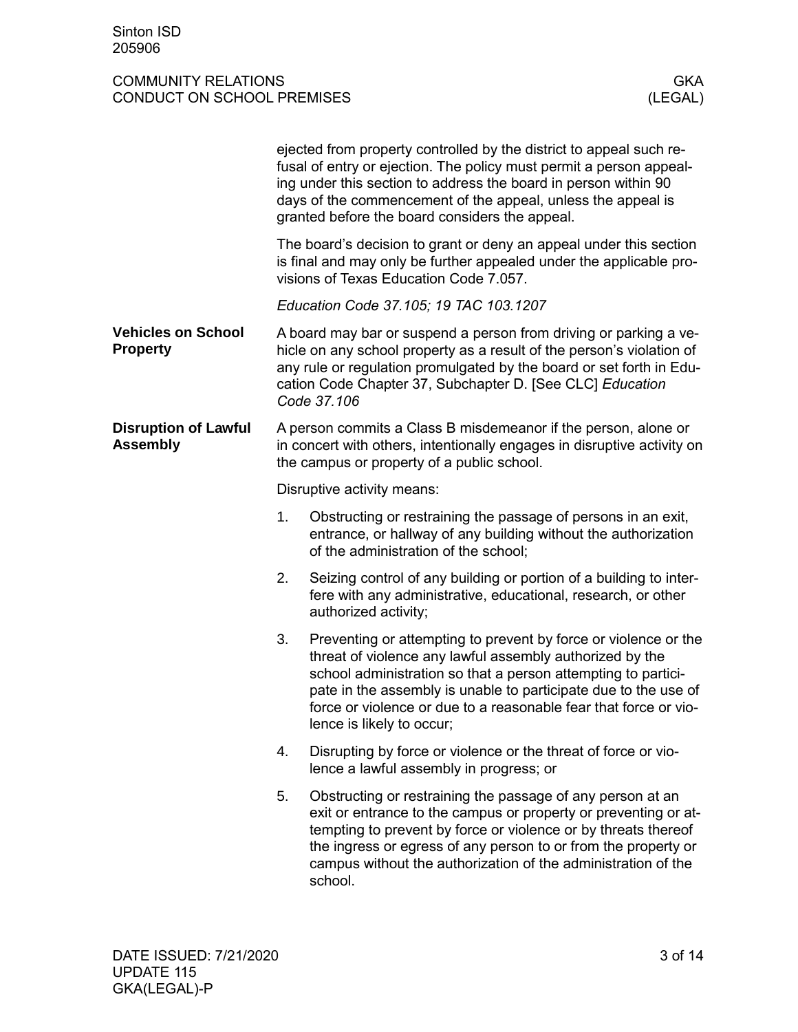ejected from property controlled by the district to appeal such refusal of entry or ejection. The policy must permit a person appealing under this section to address the board in person within 90 days of the commencement of the appeal, unless the appeal is granted before the board considers the appeal.

The board's decision to grant or deny an appeal under this section is final and may only be further appealed under the applicable provisions of Texas Education Code 7.057.

*Education Code 37.105; 19 TAC 103.1207*

## Vehicles on School Property

A board may bar or suspend a person from driving or parking a vehicle on any school property as a result of the person's violation of any rule or regulation promulgated by the board or set forth in Education Code Chapter 37, Subchapter D. [See CLC] *Education Code 37.106*

## Disruption of Lawful Assembly

A person commits a Class B misdemeanor if the person, alone or in concert with others, intentionally engages in disruptive activity on the campus or property of a public school.

Disruptive activity means:

1. Obstructing or restraining the passage of persons in an exit, entrance, or hallway of any building without the authorization of the administration of the school;
2. Seizing control of any building or portion of a building to interfere with any administrative, educational, research, or other authorized activity;
3. Preventing or attempting to prevent by force or violence or the threat of violence any lawful assembly authorized by the school administration so that a person attempting to participate in the assembly is unable to participate due to the use of force or violence or due to a reasonable fear that force or violence is likely to occur;
4. Disrupting by force or violence or the threat of force or violence a lawful assembly in progress; or
5. Obstructing or restraining the passage of any person at an exit or entrance to the campus or property or preventing or attempting to prevent by force or violence or by threats thereof the ingress or egress of any person to or from the property or campus without the authorization of the administration of the school.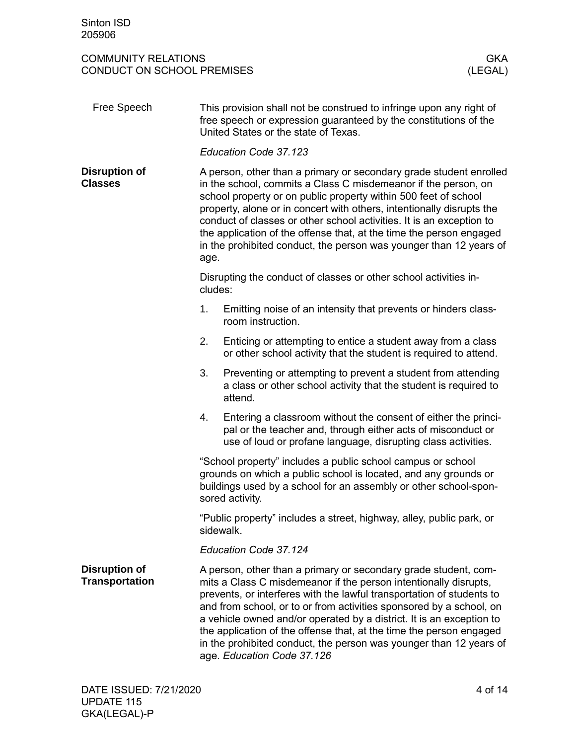## Free Speech

This provision shall not be construed to infringe upon any right of free speech or expression guaranteed by the constitutions of the United States or the state of Texas.

*Education Code 37.123*

## Disruption of Classes

A person, other than a primary or secondary grade student enrolled in the school, commits a Class C misdemeanor if the person, on school property or on public property within 500 feet of school property, alone or in concert with others, intentionally disrupts the conduct of classes or other school activities. It is an exception to the application of the offense that, at the time the person engaged in the prohibited conduct, the person was younger than 12 years of age.

Disrupting the conduct of classes or other school activities includes:

1. Emitting noise of an intensity that prevents or hinders classroom instruction.
2. Enticing or attempting to entice a student away from a class or other school activity that the student is required to attend.
3. Preventing or attempting to prevent a student from attending a class or other school activity that the student is required to attend.
4. Entering a classroom without the consent of either the principal or the teacher and, through either acts of misconduct or use of loud or profane language, disrupting class activities.

"School property" includes a public school campus or school grounds on which a public school is located, and any grounds or buildings used by a school for an assembly or other school-sponsored activity.

"Public property" includes a street, highway, alley, public park, or sidewalk.

*Education Code 37.124*

## Disruption of Transportation

A person, other than a primary or secondary grade student, commits a Class C misdemeanor if the person intentionally disrupts, prevents, or interferes with the lawful transportation of students to and from school, or to or from activities sponsored by a school, on a vehicle owned and/or operated by a district. It is an exception to the application of the offense that, at the time the person engaged in the prohibited conduct, the person was younger than 12 years of age. *Education Code 37.126*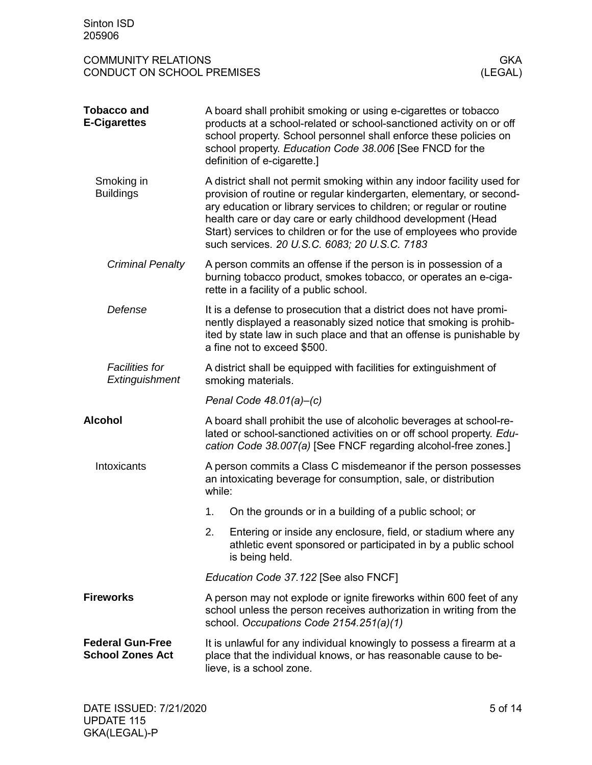## Tobacco and E-Cigarettes

A board shall prohibit smoking or using e-cigarettes or tobacco products at a school-related or school-sanctioned activity on or off school property. School personnel shall enforce these policies on school property. *Education Code 38.006* [See FNCD for the definition of e-cigarette.]

### Smoking in Buildings

A district shall not permit smoking within any indoor facility used for provision of routine or regular kindergarten, elementary, or secondary education or library services to children; or regular or routine health care or day care or early childhood development (Head Start) services to children or for the use of employees who provide such services. *20 U.S.C. 6083; 20 U.S.C. 7183*

#### *Criminal Penalty*

A person commits an offense if the person is in possession of a burning tobacco product, smokes tobacco, or operates an e-cigarette in a facility of a public school.

#### *Defense*

It is a defense to prosecution that a district does not have prominently displayed a reasonably sized notice that smoking is prohibited by state law in such place and that an offense is punishable by a fine not to exceed $500.

#### *Facilities for Extinguishment*

A district shall be equipped with facilities for extinguishment of smoking materials.

*Penal Code 48.01(a)–(c)*

## Alcohol

A board shall prohibit the use of alcoholic beverages at school-related or school-sanctioned activities on or off school property. *Education Code 38.007(a)* [See FNCF regarding alcohol-free zones.]

### Intoxicants

A person commits a Class C misdemeanor if the person possesses an intoxicating beverage for consumption, sale, or distribution while:

1. On the grounds or in a building of a public school; or
2. Entering or inside any enclosure, field, or stadium where any athletic event sponsored or participated in by a public school is being held.

*Education Code 37.122* [See also FNCF]

## Fireworks

A person may not explode or ignite fireworks within 600 feet of any school unless the person receives authorization in writing from the school. *Occupations Code 2154.251(a)(1)*

## Federal Gun-Free School Zones Act

It is unlawful for any individual knowingly to possess a firearm at a place that the individual knows, or has reasonable cause to believe, is a school zone.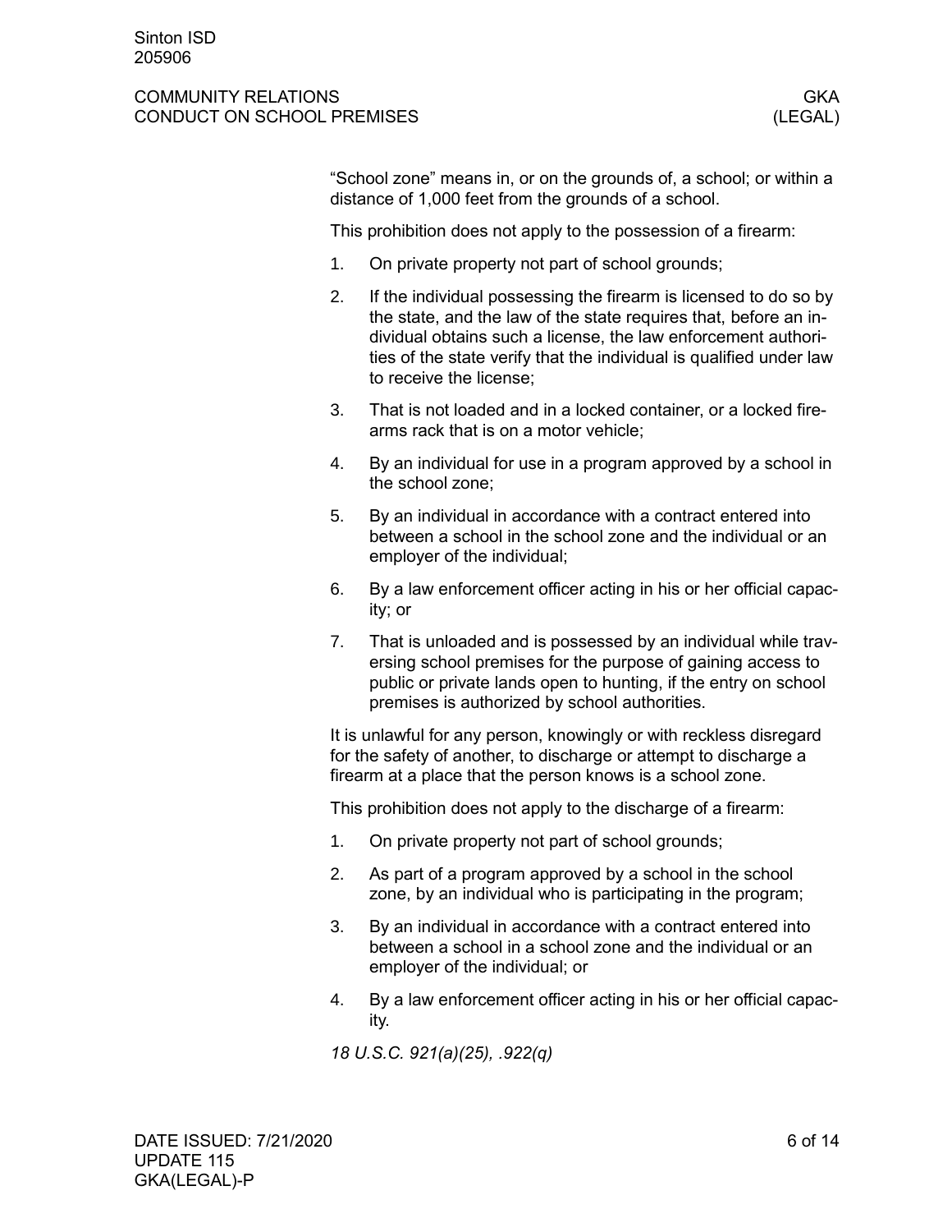"School zone" means in, or on the grounds of, a school; or within a distance of 1,000 feet from the grounds of a school.

This prohibition does not apply to the possession of a firearm:

1. On private property not part of school grounds;
2. If the individual possessing the firearm is licensed to do so by the state, and the law of the state requires that, before an individual obtains such a license, the law enforcement authorities of the state verify that the individual is qualified under law to receive the license;
3. That is not loaded and in a locked container, or a locked firearms rack that is on a motor vehicle;
4. By an individual for use in a program approved by a school in the school zone;
5. By an individual in accordance with a contract entered into between a school in the school zone and the individual or an employer of the individual;
6. By a law enforcement officer acting in his or her official capacity; or
7. That is unloaded and is possessed by an individual while traversing school premises for the purpose of gaining access to public or private lands open to hunting, if the entry on school premises is authorized by school authorities.

It is unlawful for any person, knowingly or with reckless disregard for the safety of another, to discharge or attempt to discharge a firearm at a place that the person knows is a school zone.

This prohibition does not apply to the discharge of a firearm:

1. On private property not part of school grounds;
2. As part of a program approved by a school in the school zone, by an individual who is participating in the program;
3. By an individual in accordance with a contract entered into between a school in a school zone and the individual or an employer of the individual; or
4. By a law enforcement officer acting in his or her official capacity.

*18 U.S.C. 921(a)(25), .922(q)*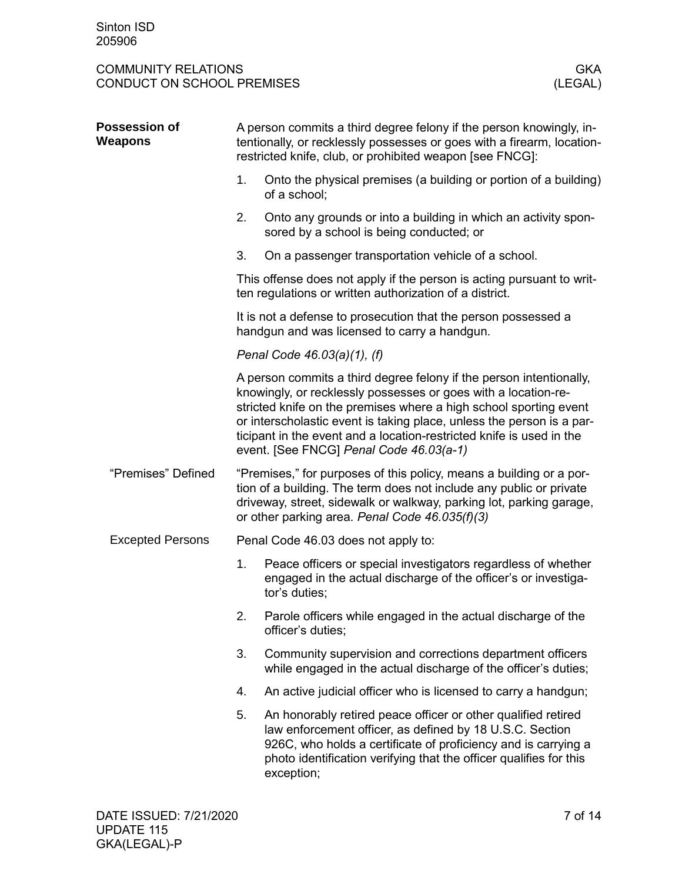## Possession of Weapons

A person commits a third degree felony if the person knowingly, intentionally, or recklessly possesses or goes with a firearm, location-restricted knife, club, or prohibited weapon [see FNCG]:

1. Onto the physical premises (a building or portion of a building) of a school;
2. Onto any grounds or into a building in which an activity sponsored by a school is being conducted; or
3. On a passenger transportation vehicle of a school.

This offense does not apply if the person is acting pursuant to written regulations or written authorization of a district.

It is not a defense to prosecution that the person possessed a handgun and was licensed to carry a handgun.

*Penal Code 46.03(a)(1), (f)*

A person commits a third degree felony if the person intentionally, knowingly, or recklessly possesses or goes with a location-restricted knife on the premises where a high school sporting event or interscholastic event is taking place, unless the person is a participant in the event and a location-restricted knife is used in the event. [See FNCG] *Penal Code 46.03(a-1)*

### "Premises" Defined

"Premises," for purposes of this policy, means a building or a portion of a building. The term does not include any public or private driveway, street, sidewalk or walkway, parking lot, parking garage, or other parking area. *Penal Code 46.035(f)(3)*

### Excepted Persons

Penal Code 46.03 does not apply to:

1. Peace officers or special investigators regardless of whether engaged in the actual discharge of the officer's or investigator's duties;
2. Parole officers while engaged in the actual discharge of the officer's duties;
3. Community supervision and corrections department officers while engaged in the actual discharge of the officer's duties;
4. An active judicial officer who is licensed to carry a handgun;
5. An honorably retired peace officer or other qualified retired law enforcement officer, as defined by 18 U.S.C. Section 926C, who holds a certificate of proficiency and is carrying a photo identification verifying that the officer qualifies for this exception;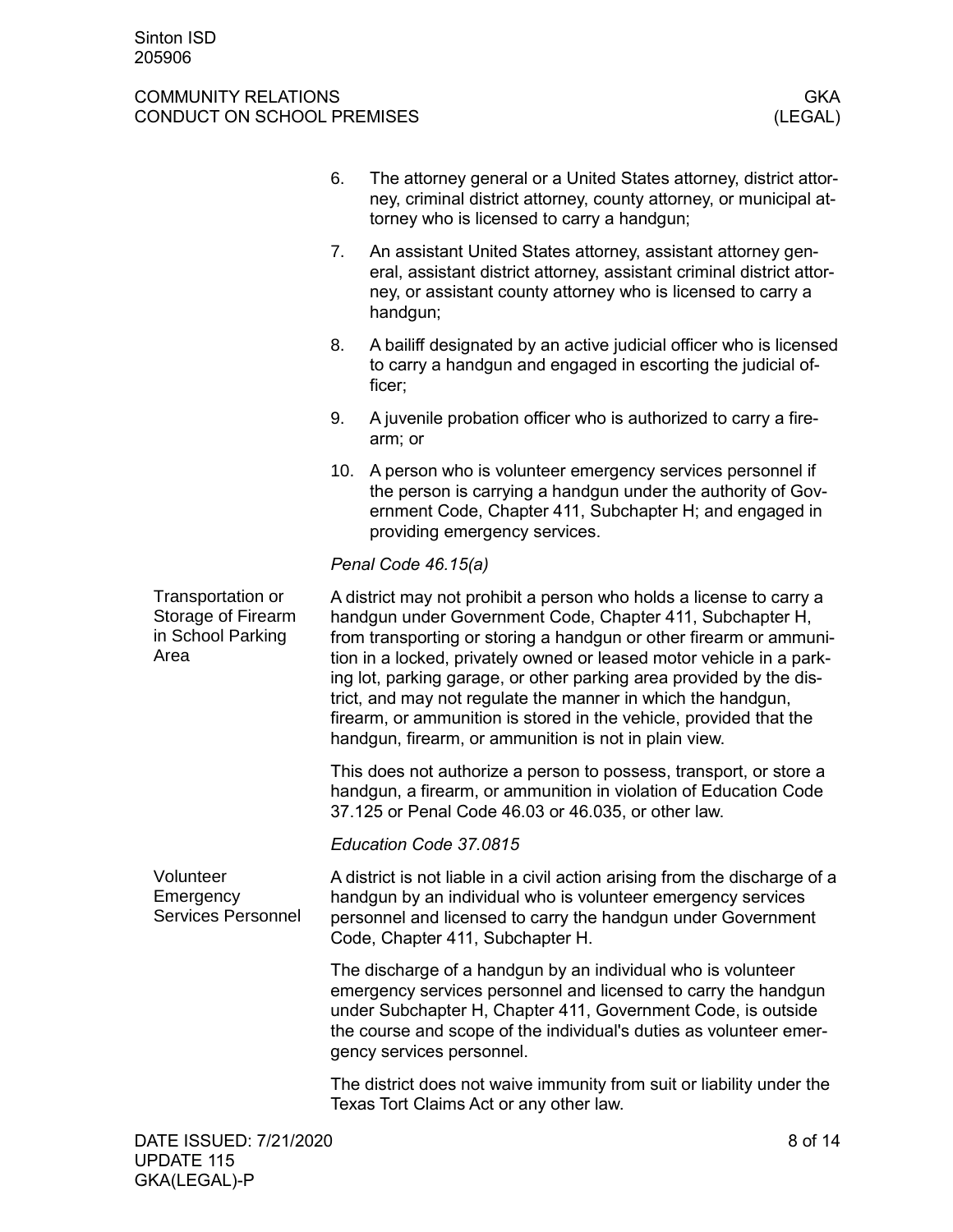6. The attorney general or a United States attorney, district attorney, criminal district attorney, county attorney, or municipal attorney who is licensed to carry a handgun;
7. An assistant United States attorney, assistant attorney general, assistant district attorney, assistant criminal district attorney, or assistant county attorney who is licensed to carry a handgun;
8. A bailiff designated by an active judicial officer who is licensed to carry a handgun and engaged in escorting the judicial officer;
9. A juvenile probation officer who is authorized to carry a firearm; or
10. A person who is volunteer emergency services personnel if the person is carrying a handgun under the authority of Government Code, Chapter 411, Subchapter H; and engaged in providing emergency services.

*Penal Code 46.15(a)*

### Transportation or Storage of Firearm in School Parking Area

A district may not prohibit a person who holds a license to carry a handgun under Government Code, Chapter 411, Subchapter H, from transporting or storing a handgun or other firearm or ammunition in a locked, privately owned or leased motor vehicle in a parking lot, parking garage, or other parking area provided by the district, and may not regulate the manner in which the handgun, firearm, or ammunition is stored in the vehicle, provided that the handgun, firearm, or ammunition is not in plain view.

This does not authorize a person to possess, transport, or store a handgun, a firearm, or ammunition in violation of Education Code 37.125 or Penal Code 46.03 or 46.035, or other law.

*Education Code 37.0815*

### Volunteer Emergency Services Personnel

A district is not liable in a civil action arising from the discharge of a handgun by an individual who is volunteer emergency services personnel and licensed to carry the handgun under Government Code, Chapter 411, Subchapter H.

The discharge of a handgun by an individual who is volunteer emergency services personnel and licensed to carry the handgun under Subchapter H, Chapter 411, Government Code, is outside the course and scope of the individual's duties as volunteer emergency services personnel.

The district does not waive immunity from suit or liability under the Texas Tort Claims Act or any other law.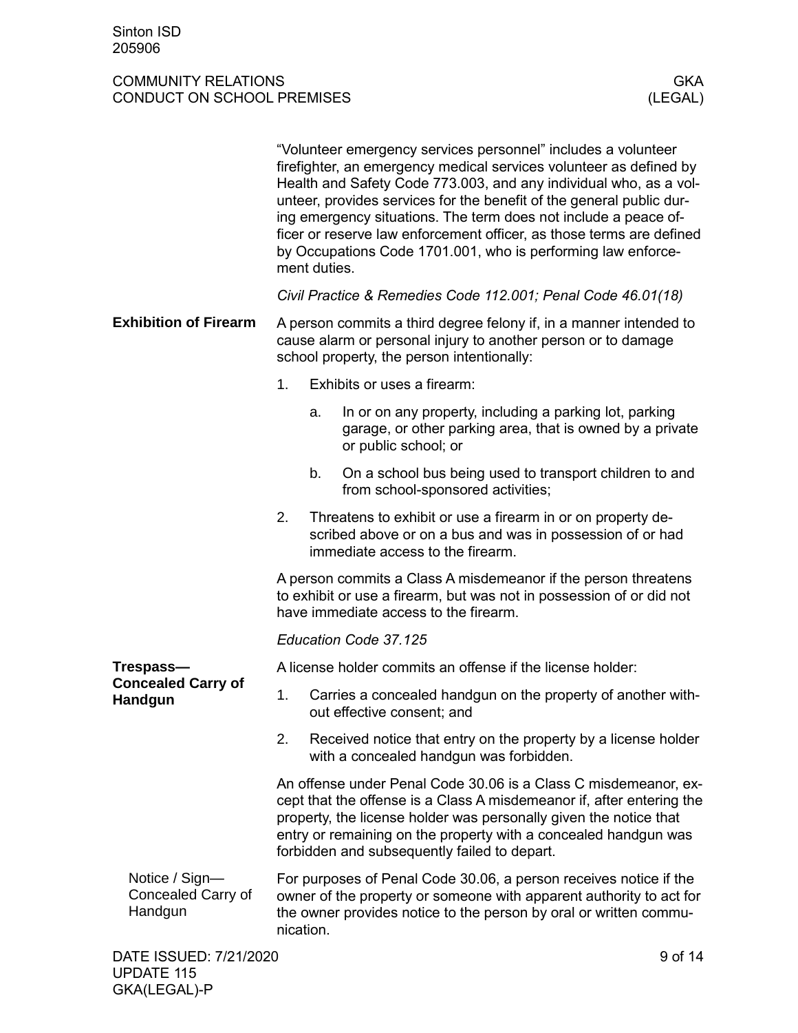"Volunteer emergency services personnel" includes a volunteer firefighter, an emergency medical services volunteer as defined by Health and Safety Code 773.003, and any individual who, as a volunteer, provides services for the benefit of the general public during emergency situations. The term does not include a peace officer or reserve law enforcement officer, as those terms are defined by Occupations Code 1701.001, who is performing law enforcement duties.

*Civil Practice & Remedies Code 112.001; Penal Code 46.01(18)*

## Exhibition of Firearm

A person commits a third degree felony if, in a manner intended to cause alarm or personal injury to another person or to damage school property, the person intentionally:

1. Exhibits or uses a firearm:
   a. In or on any property, including a parking lot, parking garage, or other parking area, that is owned by a private or public school; or
   b. On a school bus being used to transport children to and from school-sponsored activities;
2. Threatens to exhibit or use a firearm in or on property described above or on a bus and was in possession of or had immediate access to the firearm.

A person commits a Class A misdemeanor if the person threatens to exhibit or use a firearm, but was not in possession of or did not have immediate access to the firearm.

*Education Code 37.125*

## Trespass—Concealed Carry of Handgun

A license holder commits an offense if the license holder:

1. Carries a concealed handgun on the property of another without effective consent; and
2. Received notice that entry on the property by a license holder with a concealed handgun was forbidden.

An offense under Penal Code 30.06 is a Class C misdemeanor, except that the offense is a Class A misdemeanor if, after entering the property, the license holder was personally given the notice that entry or remaining on the property with a concealed handgun was forbidden and subsequently failed to depart.

### Notice / Sign—Concealed Carry of Handgun

For purposes of Penal Code 30.06, a person receives notice if the owner of the property or someone with apparent authority to act for the owner provides notice to the person by oral or written communication.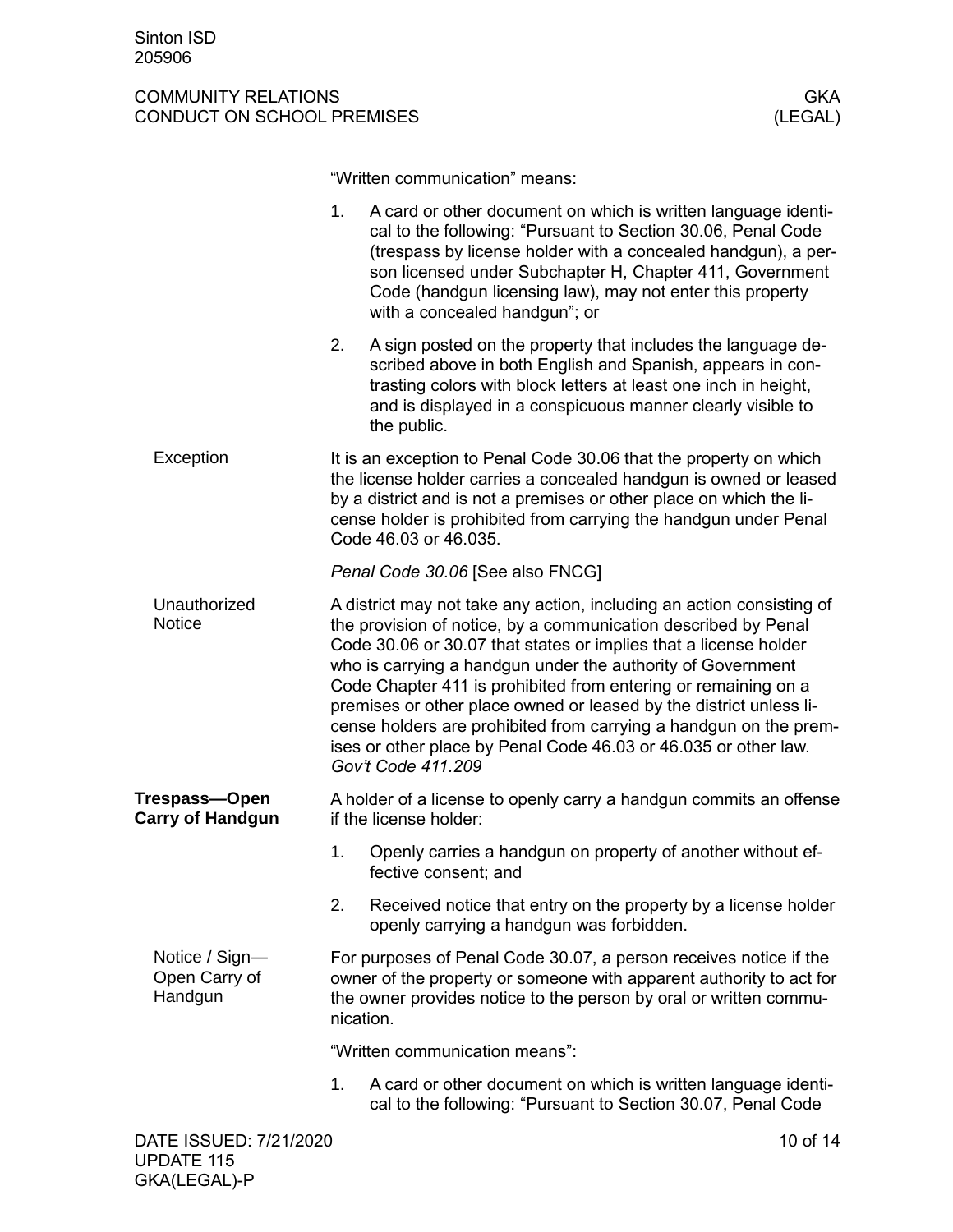"Written communication" means:

1. A card or other document on which is written language identical to the following: "Pursuant to Section 30.06, Penal Code (trespass by license holder with a concealed handgun), a person licensed under Subchapter H, Chapter 411, Government Code (handgun licensing law), may not enter this property with a concealed handgun"; or
2. A sign posted on the property that includes the language described above in both English and Spanish, appears in contrasting colors with block letters at least one inch in height, and is displayed in a conspicuous manner clearly visible to the public.

#### Exception

It is an exception to Penal Code 30.06 that the property on which the license holder carries a concealed handgun is owned or leased by a district and is not a premises or other place on which the license holder is prohibited from carrying the handgun under Penal Code 46.03 or 46.035.

*Penal Code 30.06* [See also FNCG]

#### Unauthorized Notice

A district may not take any action, including an action consisting of the provision of notice, by a communication described by Penal Code 30.06 or 30.07 that states or implies that a license holder who is carrying a handgun under the authority of Government Code Chapter 411 is prohibited from entering or remaining on a premises or other place owned or leased by the district unless license holders are prohibited from carrying a handgun on the premises or other place by Penal Code 46.03 or 46.035 or other law. *Gov't Code 411.209*

### Trespass—Open Carry of Handgun

A holder of a license to openly carry a handgun commits an offense if the license holder:

1. Openly carries a handgun on property of another without effective consent; and
2. Received notice that entry on the property by a license holder openly carrying a handgun was forbidden.

#### Notice / Sign—Open Carry of Handgun

For purposes of Penal Code 30.07, a person receives notice if the owner of the property or someone with apparent authority to act for the owner provides notice to the person by oral or written communication.

"Written communication means":

1. A card or other document on which is written language identical to the following: "Pursuant to Section 30.07, Penal Code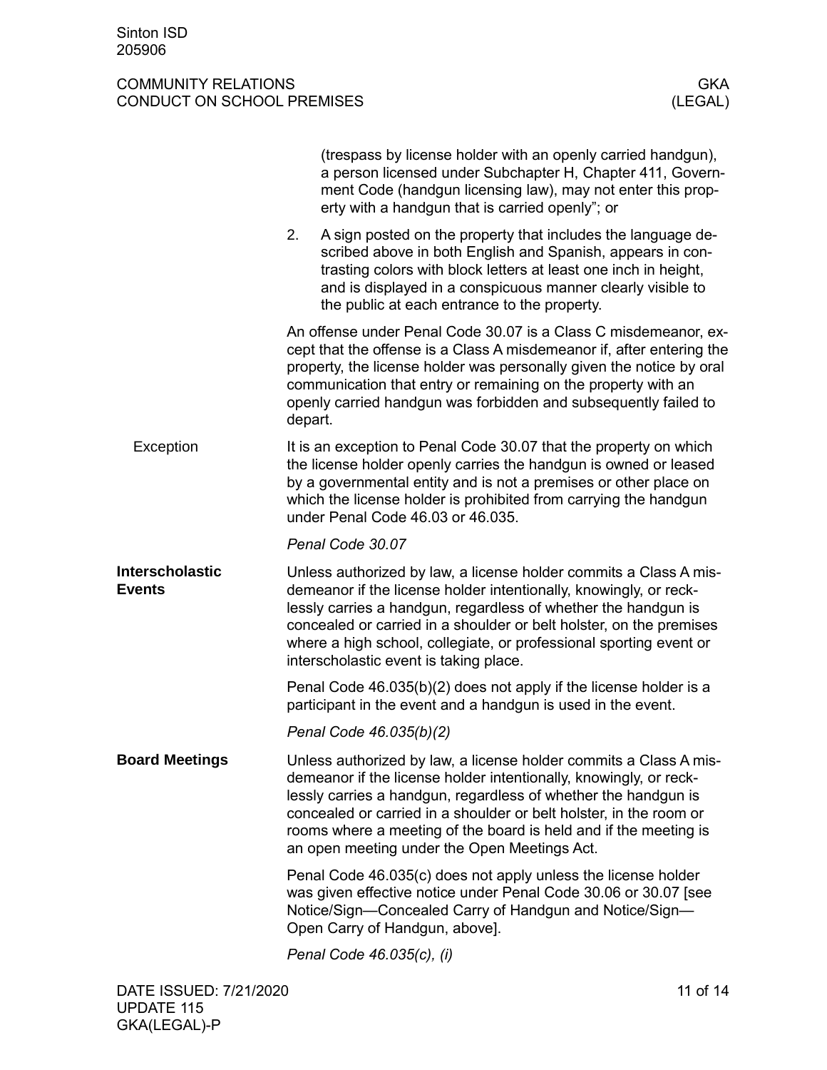(trespass by license holder with an openly carried handgun), a person licensed under Subchapter H, Chapter 411, Government Code (handgun licensing law), may not enter this property with a handgun that is carried openly"; or

2. A sign posted on the property that includes the language described above in both English and Spanish, appears in contrasting colors with block letters at least one inch in height, and is displayed in a conspicuous manner clearly visible to the public at each entrance to the property.

An offense under Penal Code 30.07 is a Class C misdemeanor, except that the offense is a Class A misdemeanor if, after entering the property, the license holder was personally given the notice by oral communication that entry or remaining on the property with an openly carried handgun was forbidden and subsequently failed to depart.

### Exception

It is an exception to Penal Code 30.07 that the property on which the license holder openly carries the handgun is owned or leased by a governmental entity and is not a premises or other place on which the license holder is prohibited from carrying the handgun under Penal Code 46.03 or 46.035.

*Penal Code 30.07*

### Interscholastic Events

Unless authorized by law, a license holder commits a Class A misdemeanor if the license holder intentionally, knowingly, or recklessly carries a handgun, regardless of whether the handgun is concealed or carried in a shoulder or belt holster, on the premises where a high school, collegiate, or professional sporting event or interscholastic event is taking place.

Penal Code 46.035(b)(2) does not apply if the license holder is a participant in the event and a handgun is used in the event.

*Penal Code 46.035(b)(2)*

### Board Meetings

Unless authorized by law, a license holder commits a Class A misdemeanor if the license holder intentionally, knowingly, or recklessly carries a handgun, regardless of whether the handgun is concealed or carried in a shoulder or belt holster, in the room or rooms where a meeting of the board is held and if the meeting is an open meeting under the Open Meetings Act.

Penal Code 46.035(c) does not apply unless the license holder was given effective notice under Penal Code 30.06 or 30.07 [see Notice/Sign—Concealed Carry of Handgun and Notice/Sign—Open Carry of Handgun, above].

*Penal Code 46.035(c), (i)*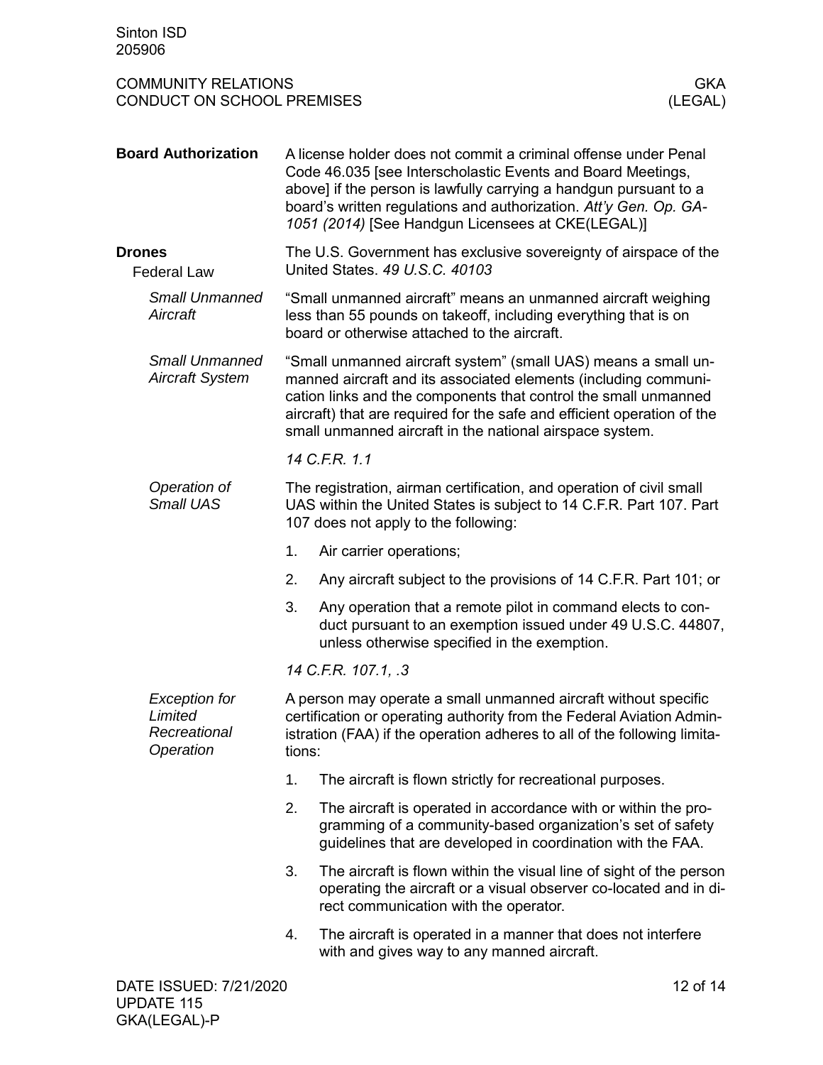**Board Authorization**

A license holder does not commit a criminal offense under Penal Code 46.035 [see Interscholastic Events and Board Meetings, above] if the person is lawfully carrying a handgun pursuant to a board's written regulations and authorization. *Att'y Gen. Op. GA-1051 (2014)* [See Handgun Licensees at CKE(LEGAL)]

**Drones**

Federal Law

The U.S. Government has exclusive sovereignty of airspace of the United States. *49 U.S.C. 40103*

*Small Unmanned Aircraft*

"Small unmanned aircraft" means an unmanned aircraft weighing less than 55 pounds on takeoff, including everything that is on board or otherwise attached to the aircraft.

*Small Unmanned Aircraft System*

"Small unmanned aircraft system" (small UAS) means a small unmanned aircraft and its associated elements (including communication links and the components that control the small unmanned aircraft) that are required for the safe and efficient operation of the small unmanned aircraft in the national airspace system.

*14 C.F.R. 1.1*

*Operation of Small UAS*

The registration, airman certification, and operation of civil small UAS within the United States is subject to 14 C.F.R. Part 107. Part 107 does not apply to the following:

1. Air carrier operations;
2. Any aircraft subject to the provisions of 14 C.F.R. Part 101; or
3. Any operation that a remote pilot in command elects to conduct pursuant to an exemption issued under 49 U.S.C. 44807, unless otherwise specified in the exemption.

*14 C.F.R. 107.1, .3*

*Exception for Limited Recreational Operation*

A person may operate a small unmanned aircraft without specific certification or operating authority from the Federal Aviation Administration (FAA) if the operation adheres to all of the following limitations:

1. The aircraft is flown strictly for recreational purposes.
2. The aircraft is operated in accordance with or within the programming of a community-based organization's set of safety guidelines that are developed in coordination with the FAA.
3. The aircraft is flown within the visual line of sight of the person operating the aircraft or a visual observer co-located and in direct communication with the operator.
4. The aircraft is operated in a manner that does not interfere with and gives way to any manned aircraft.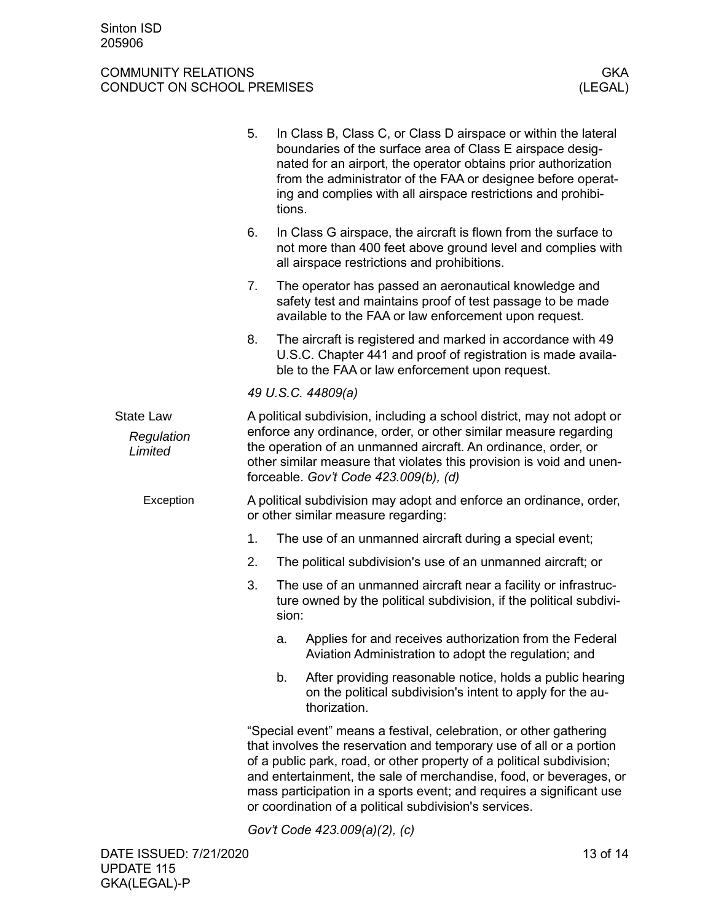5. In Class B, Class C, or Class D airspace or within the lateral boundaries of the surface area of Class E airspace designated for an airport, the operator obtains prior authorization from the administrator of the FAA or designee before operating and complies with all airspace restrictions and prohibitions.
6. In Class G airspace, the aircraft is flown from the surface to not more than 400 feet above ground level and complies with all airspace restrictions and prohibitions.
7. The operator has passed an aeronautical knowledge and safety test and maintains proof of test passage to be made available to the FAA or law enforcement upon request.
8. The aircraft is registered and marked in accordance with 49 U.S.C. Chapter 441 and proof of registration is made available to the FAA or law enforcement upon request.

*49 U.S.C. 44809(a)*

## State Law

### *Regulation Limited*

A political subdivision, including a school district, may not adopt or enforce any ordinance, order, or other similar measure regarding the operation of an unmanned aircraft. An ordinance, order, or other similar measure that violates this provision is void and unenforceable. *Gov't Code 423.009(b), (d)*

#### Exception

A political subdivision may adopt and enforce an ordinance, order, or other similar measure regarding:

1. The use of an unmanned aircraft during a special event;
2. The political subdivision's use of an unmanned aircraft; or
3. The use of an unmanned aircraft near a facility or infrastructure owned by the political subdivision, if the political subdivision:
    a. Applies for and receives authorization from the Federal Aviation Administration to adopt the regulation; and
    b. After providing reasonable notice, holds a public hearing on the political subdivision's intent to apply for the authorization.

"Special event" means a festival, celebration, or other gathering that involves the reservation and temporary use of all or a portion of a public park, road, or other property of a political subdivision; and entertainment, the sale of merchandise, food, or beverages, or mass participation in a sports event; and requires a significant use or coordination of a political subdivision's services.

*Gov't Code 423.009(a)(2), (c)*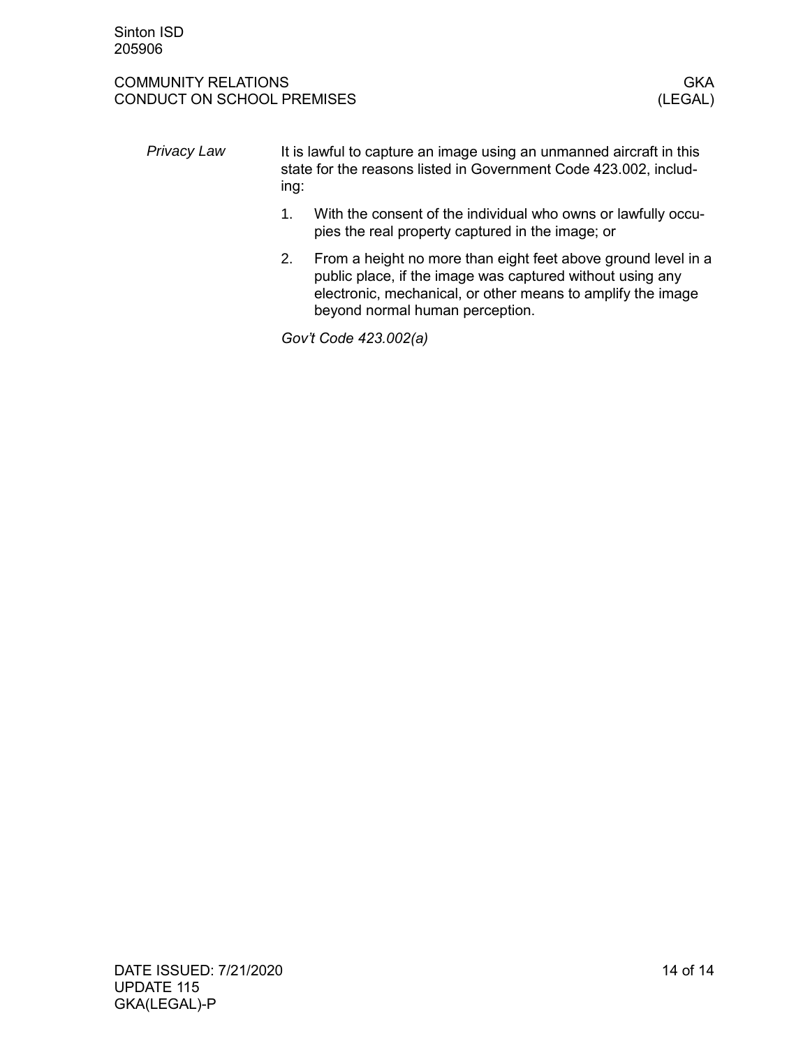*Privacy Law*

It is lawful to capture an image using an unmanned aircraft in this state for the reasons listed in Government Code 423.002, including:

1. With the consent of the individual who owns or lawfully occupies the real property captured in the image; or
2. From a height no more than eight feet above ground level in a public place, if the image was captured without using any electronic, mechanical, or other means to amplify the image beyond normal human perception.

*Gov't Code 423.002(a)*